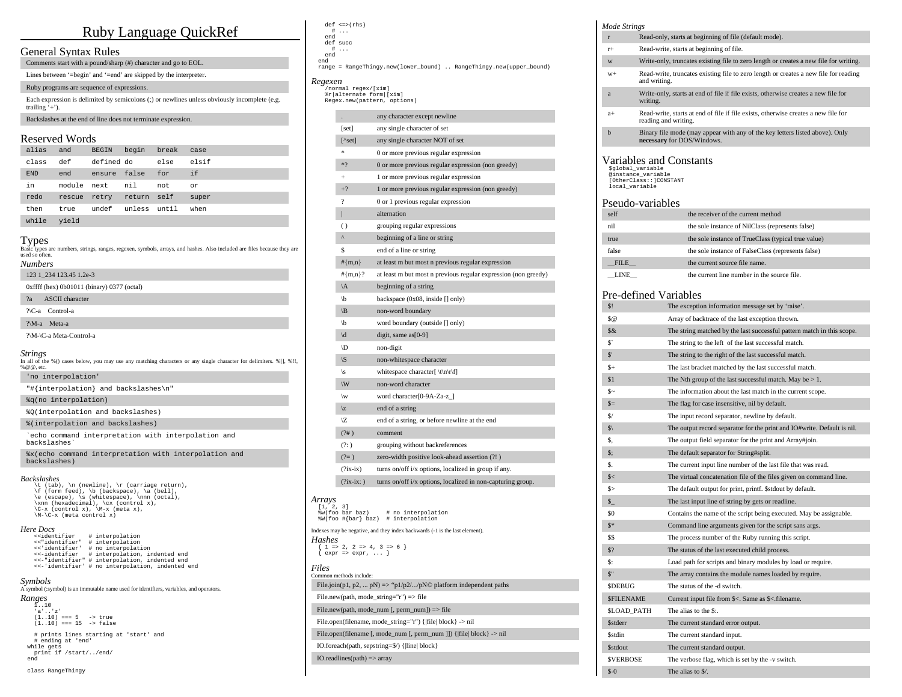# Ruby Language QuickRef

## General Syntax Rules

| |
|---|
| Comments start with a pound/sharp (#) character and go to EOL. |
| Lines between '=begin' and '=end' are skipped by the interpreter. |
| Ruby programs are sequence of expressions. |
| Each expression is delimited by semicolons (;) or newlines unless obviously incomplete (e.g. trailing '+'). |
| Backslashes at the end of line does not terminate expression. |

## Reserved Words

| | | | | | |
|---|---|---|---|---|---|
| alias | and | BEGIN | begin | break | case |
| class | def | defined | do | else | elsif |
| END | end | ensure | false | for | if |
| in | module | next | nil | not | or |
| redo | rescue | retry | return | self | super |
| then | true | undef | unless | until | when |
| while | yield | | | | |

## Types

Basic types are numbers, strings, ranges, regexen, symbols, arrays, and hashes. Also included are files because they are used so often.

### *Numbers*

| | |
|---|---|
| 123 1_234 123.45 1.2e-3 | |
| 0xffff (hex) 0b01011 (binary) 0377 (octal) | |
| ?a | ASCII character |
| ?\C-a | Control-a |
| ?\M-a | Meta-a |
| ?\M-\C-a | Meta-Control-a |

### *Strings*

In all of the %() cases below, you may use any matching characters or any single character for delimiters. %[], %!!, %@@, etc.

| |
|---|
| 'no interpolation' |
| "#{interpolation} and backslashes\n" |
| %q(no interpolation) |
| %Q(interpolation and backslashes) |
| %(interpolation and backslashes) |
| \`echo command interpretation with interpolation and backslashes\` |
| %x(echo command interpretation with interpolation and backslashes) |

### *Backslashes*

```
\t (tab), \n (newline), \r (carriage return),
\f (form feed), \b (backspace), \a (bell),
\e (escape), \s (whitespace), \nnn (octal),
\xnn (hexadecimal), \cx (control x),
\C-x (control x), \M-x (meta x),
\M-\C-x (meta control x)
```

### *Here Docs*

```
<<identifier    # interpolation
<<"identifier"  # interpolation
<<'identifier'  # no interpolation
<<-identifier   # interpolation, indented end
<<-"identifier" # interpolation, indented end
<<-'identifier' # no interpolation, indented end
```

### *Symbols*

A symbol (:symbol) is an immutable name used for identifiers, variables, and operators.

### *Ranges*

```
1..10
'a'..'z'
(1..10) === 5   -> true
(1..10) === 15  -> false

# prints lines starting at 'start' and
# ending at 'end'
while gets
  print if /start/../end/
end

class RangeThingy
  def <=>(rhs)
    # ...
  end
  def succ
    # ...
  end
end
range = RangeThingy.new(lower_bound) .. RangeThingy.new(upper_bound)
```

### *Regexen*

```
/normal regex/[xim]
%r|alternate form|[xim]
Regex.new(pattern, options)
```

| | |
|---|---|
| . | any character except newline |
| [set] | any single character of set |
| [^set] | any single character NOT of set |
| * | 0 or more previous regular expression |
| *? | 0 or more previous regular expression (non greedy) |
| + | 1 or more previous regular expression |
| +? | 1 or more previous regular expression (non greedy) |
| ? | 0 or 1 previous regular expression |
| \| | alternation |
| ( ) | grouping regular expressions |
| ^ | beginning of a line or string |
| $ | end of a line or string |
| #{m,n} | at least m but most n previous regular expression |
| #{m,n}? | at least m but most n previous regular expression (non greedy) |
| \A | beginning of a string |
| \b | backspace (0x08, inside [] only) |
| \B | non-word boundary |
| \b | word boundary (outside [] only) |
| \d | digit, same as[0-9] |
| \D | non-digit |
| \S | non-whitespace character |
| \s | whitespace character[ \t\n\r\f] |
| \W | non-word character |
| \w | word character[0-9A-Za-z_] |
| \z | end of a string |
| \Z | end of a string, or before newline at the end |
| (?# ) | comment |
| (?: ) | grouping without backreferences |
| (?= ) | zero-width positive look-ahead assertion (?! ) |
| (?ix-ix) | turns on/off i/x options, localized in group if any. |
| (?ix-ix: ) | turns on/off i/x options, localized in non-capturing group. |

### *Arrays*

```
[1, 2, 3]
%w(foo bar baz)      # no interpolation
%W(foo #{bar} baz)   # interpolation
```

Indexes may be negative, and they index backwards (-1 is the last element).

### *Hashes*

```
{ 1 => 2, 2 => 4, 3 => 6 }
{ expr => expr, ... }
```

### *Files*

Common methods include:

| |
|---|
| File.join(p1, p2, ... pN) => "p1/p2/.../pN© platform independent paths |
| File.new(path, mode_string="r") => file |
| File.new(path, mode_num [, perm_num]) => file |
| File.open(filename, mode_string="r") {\|file\| block} -> nil |
| File.open(filename [, mode_num [, perm_num ]]) {\|file\| block} -> nil |
| IO.foreach(path, sepstring=$/) {\|line\| block} |
| IO.readlines(path) => array |

### *Mode Strings*

| | |
|---|---|
| r | Read-only, starts at beginning of file (default mode). |
| r+ | Read-write, starts at beginning of file. |
| w | Write-only, truncates existing file to zero length or creates a new file for writing. |
| w+ | Read-write, truncates existing file to zero length or creates a new file for reading and writing. |
| a | Write-only, starts at end of file if file exists, otherwise creates a new file for writing. |
| a+ | Read-write, starts at end of file if file exists, otherwise creates a new file for reading and writing. |
| b | Binary file mode (may appear with any of the key letters listed above). Only **necessary** for DOS/Windows. |

## Variables and Constants

```
$global_variable
@instance_variable
[OtherClass::]CONSTANT
local_variable
```

## Pseudo-variables

| | |
|---|---|
| self | the receiver of the current method |
| nil | the sole instance of NilClass (represents false) |
| true | the sole instance of TrueClass (typical true value) |
| false | the sole instance of FalseClass (represents false) |
| __FILE__ | the current source file name. |
| __LINE__ | the current line number in the source file. |

## Pre-defined Variables

| | |
|---|---|
| $! | The exception information message set by 'raise'. |
| $@ | Array of backtrace of the last exception thrown. |
| $& | The string matched by the last successful pattern match in this scope. |
| $` | The string to the left of the last successful match. |
| $' | The string to the right of the last successful match. |
| $+ | The last bracket matched by the last successful match. |
| $1 | The Nth group of the last successful match. May be > 1. |
| $~ | The information about the last match in the current scope. |
| $= | The flag for case insensitive, nil by default. |
| $/ | The input record separator, newline by default. |
| $\ | The output record separator for the print and IO#write. Default is nil. |
| $, | The output field separator for the print and Array#join. |
| $; | The default separator for String#split. |
| $. | The current input line number of the last file that was read. |
| $< | The virtual concatenation file of the files given on command line. |
| $> | The default output for print, printf. $stdout by default. |
| $_ | The last input line of string by gets or readline. |
| $0 | Contains the name of the script being executed. May be assignable. |
| $* | Command line arguments given for the script sans args. |
| $$ | The process number of the Ruby running this script. |
| $? | The status of the last executed child process. |
| $: | Load path for scripts and binary modules by load or require. |
| $" | The array contains the module names loaded by require. |
| $DEBUG | The status of the -d switch. |
| $FILENAME | Current input file from $<. Same as $<.filename. |
| $LOAD_PATH | The alias to the $:. |
| $stderr | The current standard error output. |
| $stdin | The current standard input. |
| $stdout | The current standard output. |
| $VERBOSE | The verbose flag, which is set by the -v switch. |
| $-0 | The alias to $/. |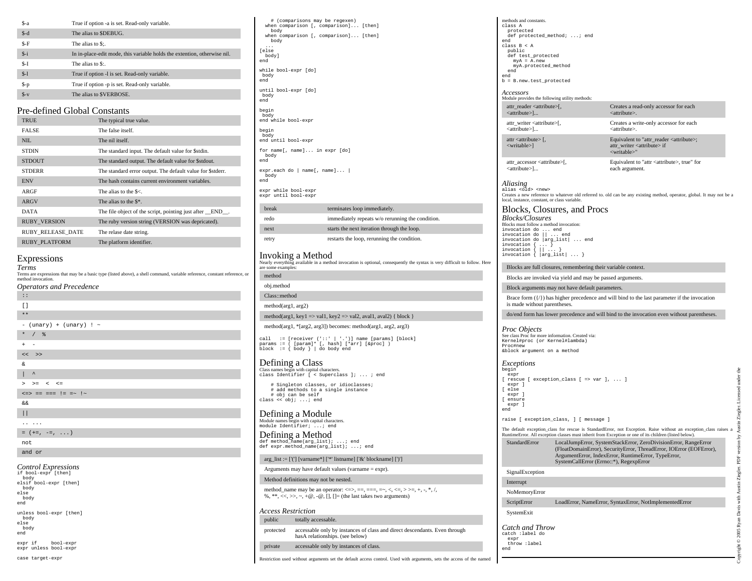| | |
|---|---|
| $-a | True if option -a is set. Read-only variable. |
| $-d | The alias to $DEBUG. |
| $-F | The alias to $;. |
| $-i | In in-place-edit mode, this variable holds the extention, otherwise nil. |
| $-I | The alias to $:. |
| $-l | True if option -l is set. Read-only variable. |
| $-p | True if option -p is set. Read-only variable. |
| $-v | The alias to $VERBOSE. |

## Pre-defined Global Constants

| | |
|---|---|
| TRUE | The typical true value. |
| FALSE | The false itself. |
| NIL | The nil itself. |
| STDIN | The standard input. The default value for $stdin. |
| STDOUT | The standard output. The default value for $stdout. |
| STDERR | The standard error output. The default value for $stderr. |
| ENV | The hash contains current environment variables. |
| ARGF | The alias to the $<. |
| ARGV | The alias to the $*. |
| DATA | The file object of the script, pointing just after __END__. |
| RUBY_VERSION | The ruby version string (VERSION was depricated). |
| RUBY_RELEASE_DATE | The relase date string. |
| RUBY_PLATFORM | The platform identifier. |

## Expressions

### *Terms*

Terms are expressions that may be a basic type (listed above), a shell command, variable reference, constant reference, or method invocation.

### *Operators and Precedence*

| |
|---|
| `::` |
| `[]` |
| `**` |
| `- (unary) + (unary) ! ~` |
| `* / %` |
| `+ -` |
| `<< >>` |
| `&` |
| `| ^` |
| `> >= < <=` |
| `<=> == === != =~ !~` |
| `&&` |
| `||` |
| `.. ...` |
| `= (+=, -=, ...)` |
| `not` |
| `and or` |

### *Control Expressions*

```
if bool-expr [then]
  body
elsif bool-expr [then]
  body
else
  body
end

unless bool-expr [then]
  body
else
  body
end

expr if     bool-expr
expr unless bool-expr

case target-expr
    # (comparisons may be regexen)
  when comparison [, comparison]... [then]
    body
  when comparison [, comparison]... [then]
    body
  ...
[else
  body]
end

while bool-expr [do]
 body
end

until bool-expr [do]
 body
end

begin
 body
end while bool-expr

begin
 body
end until bool-expr

for name[, name]... in expr [do]
  body
end

expr.each do | name[, name]... |
  body
end

expr while bool-expr
expr until bool-expr
```

| | |
|---|---|
| break | terminates loop immediately. |
| redo | immediately repeats w/o rerunning the condition. |
| next | starts the next iteration through the loop. |
| retry | restarts the loop, rerunning the condition. |

## Invoking a Method

Nearly everything available in a method invocation is optional, consequently the syntax is very difficult to follow. Here are some examples:

| |
|---|
| method |
| obj.method |
| Class::method |
| method(arg1, arg2) |
| method(arg1, key1 => val1, key2 => val2, aval1, aval2) { block } |
| method(arg1, *[arg2, arg3]) becomes: method(arg1, arg2, arg3) |

```
call   := [receiver ('::' | '.')] name [params] [block]
params := ( [param]* [, hash] [*arr] [&proc] )
block  := { body } | do body end
```

## Defining a Class

Class names begin with capital characters.

```
class Identifier [ < Superclass ]; ... ; end

    # Singleton classes, or idioclasses;
    # add methods to a single instance
    # obj can be self
class << obj; ...; end
```

## Defining a Module

Module names begin with capital characters.

```
module Identifier; ...; end
```

## Defining a Method

```
def method_name(arg_list); ...; end
def expr.method_name(arg_list); ...; end
```

| |
|---|
| arg_list := ['('] [varname*] ['*' listname] ['&' blockname] [')'] |
| Arguments may have default values (varname = expr). |
| Method definitions may not be nested. |
| method_name may be an operator: <=>, ==, ===, =~, <, <=, > >=, +, -, *, /, %, **, <<, >>, ~, +@, -@, [], []= (the last takes two arguments) |

### *Access Restriction*

| | |
|---|---|
| public | totally accessable. |
| protected | accessable only by instances of class and direct descendants. Even through hasA relationships. (see below) |
| private | accessable only by instances of class. |

Restriction used without arguments set the default access control. Used with arguments, sets the access of the named methods and constants.

```
class A
  protected
  def protected_method; ...; end
end
class B < A
  public
  def test_protected
    myA = A.new
    myA.protected_method
  end
end
b = B.new.test_protected
```

### *Accessors*

Module provides the following utility methods:

| | |
|---|---|
| attr_reader <attribute>[, <attribute>]... | Creates a read-only accessor for each <attribute>. |
| attr_writer <attribute>[, <attribute>]... | Creates a write-only accessor for each <attribute>. |
| attr <attribute> [, <writable>] | Equivalent to "attr_reader <attribute>; attr_writer <attribute> if <writable>" |
| attr_accessor <attribute>[, <attribute>]... | Equivalent to "attr <attribute>, true" for each argument. |

### *Aliasing*

```
alias <old> <new>
```

Creates a new reference to whatever old referred to. old can be any existing method, operator, global. It may not be a local, instance, constant, or class variable.

## Blocks, Closures, and Procs

### *Blocks/Closures*

Blocks must follow a method invocation:

```
invocation do ... end
invocation do || ... end
invocation do |arg_list| ... end
invocation { ... }
invocation { || ... }
invocation { |arg_list| ... }
```

| |
|---|
| Blocks are full closures, remembering their variable context. |
| Blocks are invoked via yield and may be passed arguments. |
| Block arguments may not have default parameters. |
| Brace form ({/}) has higher precedence and will bind to the last parameter if the invocation is made without parentheses. |
| do/end form has lower precedence and will bind to the invocation even without parentheses. |

### *Proc Objects*

See class Proc for more information. Created via:

```
Kernel#proc (or Kernel#lambda)
Proc#new
&block argument on a method
```

### *Exceptions*

```
begin
  expr
[ rescue [ exception_class [ => var ], ... ]
  expr ]
[ else
  expr ]
[ ensure
  expr ]
end

raise [ exception_class, ] [ message ]
```

The default exception_class for rescue is StandardError, not Exception. Raise without an exception_class raises a RuntimeError. All exception classes must inherit from Exception or one of its children (listed below).

| | |
|---|---|
| StandardError | LocalJumpError, SystemStackError, ZeroDivisionError, RangeError (FloatDomainError), SecurityError, ThreadError, IOError (EOFError), ArgumentError, IndexError, RuntimeError, TypeError, SystemCallError (Errno::*), RegexpError |
| SignalException | |
| Interrupt | |
| NoMemoryError | |
| ScriptError | LoadError, NameError, SyntaxError, NotImplementedError |
| SystemExit | |

### *Catch and Throw*

```
catch :label do
  expr
  throw :label
end
```

Copyright © 2005 Ryan Davis with Austin Ziegler. PDF version by Austin Ziegler. Licensed under the